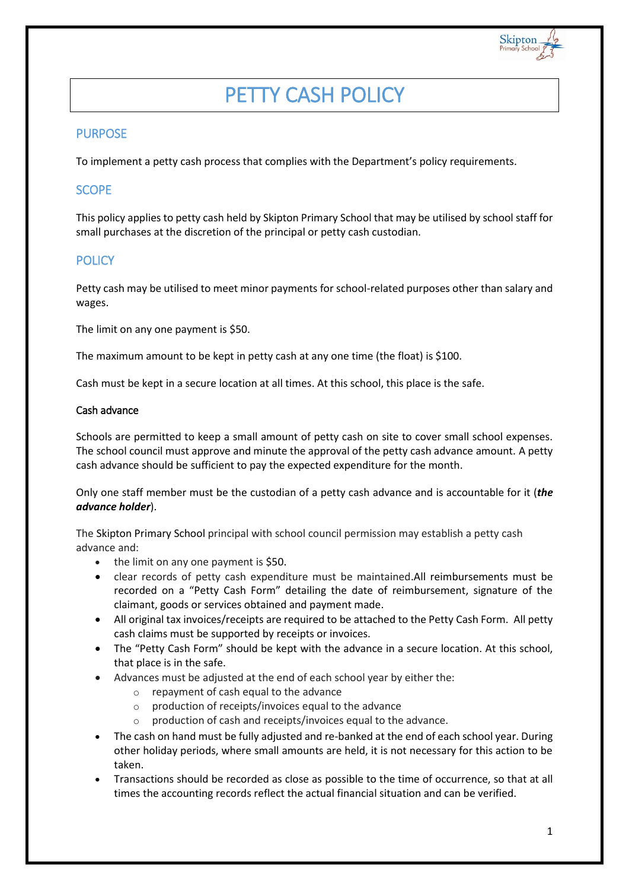# PETTY CASH POLICY

## PURPOSE

To implement a petty cash process that complies with the Department's policy requirements.

## SCOPE

This policy applies to petty cash held by Skipton Primary School that may be utilised by school staff for small purchases at the discretion of the principal or petty cash custodian.

## POLICY

Petty cash may be utilised to meet minor payments for school-related purposes other than salary and wages.

The limit on any one payment is $50.

The maximum amount to be kept in petty cash at any one time (the float) is $100.

Cash must be kept in a secure location at all times. At this school, this place is the safe.

### Cash advance

Schools are permitted to keep a small amount of petty cash on site to cover small school expenses. The school council must approve and minute the approval of the petty cash advance amount. A petty cash advance should be sufficient to pay the expected expenditure for the month.

Only one staff member must be the custodian of a petty cash advance and is accountable for it (***the advance holder***).

The Skipton Primary School principal with school council permission may establish a petty cash advance and:

- the limit on any one payment is $50.
- clear records of petty cash expenditure must be maintained.All reimbursements must be recorded on a "Petty Cash Form" detailing the date of reimbursement, signature of the claimant, goods or services obtained and payment made.
- All original tax invoices/receipts are required to be attached to the Petty Cash Form. All petty cash claims must be supported by receipts or invoices.
- The "Petty Cash Form" should be kept with the advance in a secure location. At this school, that place is in the safe.
- Advances must be adjusted at the end of each school year by either the:
  - repayment of cash equal to the advance
  - production of receipts/invoices equal to the advance
  - production of cash and receipts/invoices equal to the advance.
- The cash on hand must be fully adjusted and re-banked at the end of each school year. During other holiday periods, where small amounts are held, it is not necessary for this action to be taken.
- Transactions should be recorded as close as possible to the time of occurrence, so that at all times the accounting records reflect the actual financial situation and can be verified.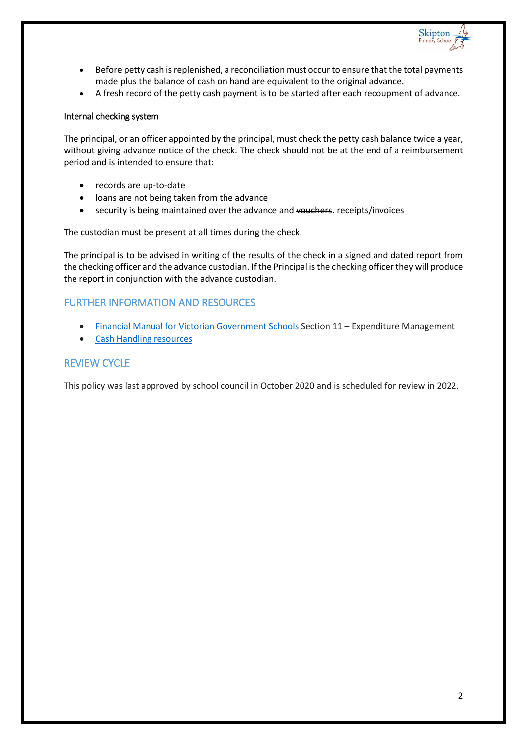- Before petty cash is replenished, a reconciliation must occur to ensure that the total payments made plus the balance of cash on hand are equivalent to the original advance.
- A fresh record of the petty cash payment is to be started after each recoupment of advance.

### Internal checking system

The principal, or an officer appointed by the principal, must check the petty cash balance twice a year, without giving advance notice of the check. The check should not be at the end of a reimbursement period and is intended to ensure that:

- records are up-to-date
- loans are not being taken from the advance
- security is being maintained over the advance and ~~vouchers~~. receipts/invoices

The custodian must be present at all times during the check.

The principal is to be advised in writing of the results of the check in a signed and dated report from the checking officer and the advance custodian. If the Principal is the checking officer they will produce the report in conjunction with the advance custodian.

## FURTHER INFORMATION AND RESOURCES

- Financial Manual for Victorian Government Schools Section 11 – Expenditure Management
- Cash Handling resources

## REVIEW CYCLE

This policy was last approved by school council in October 2020 and is scheduled for review in 2022.